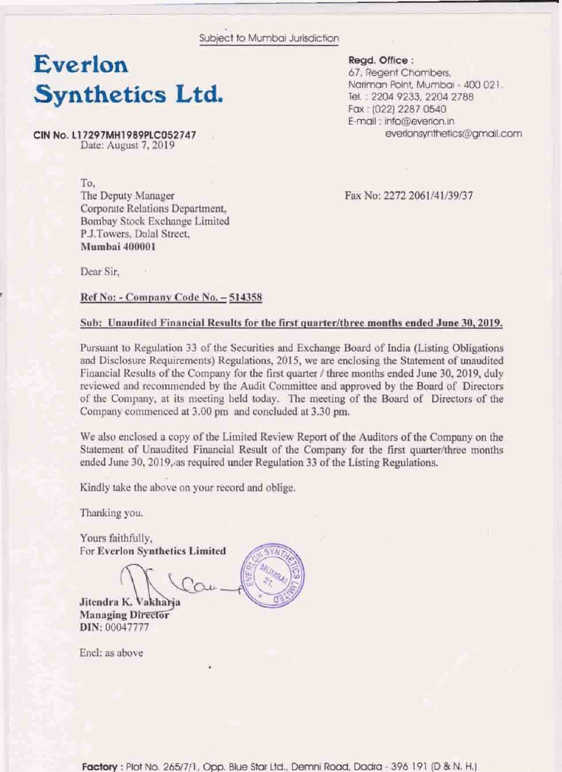Subject to Mumbai Jurisdiction

# Everlon Synthetics Ltd.

**CIN No. L17297MH1989PLC052747**

**Regd. Office :**
67, Regent Chambers,
Nariman Point, Mumbai - 400 021.
Tel. : 2204 9233, 2204 2788
Fax : (022) 2287 0540
E-mail : info@everlon.in
everlonsynthetics@gmail.com

Date: August 7, 2019

To,
The Deputy Manager
Corporate Relations Department,
Bombay Stock Exchange Limited
P.J.Towers, Dalal Street,
**Mumbai 400001**

Fax No: 2272 2061/41/39/37

Dear Sir,

**Ref No: - Company Code No. – 514358**

**Sub: Unaudited Financial Results for the first quarter/three months ended June 30, 2019.**

Pursuant to Regulation 33 of the Securities and Exchange Board of India (Listing Obligations and Disclosure Requirements) Regulations, 2015, we are enclosing the Statement of unaudited Financial Results of the Company for the first quarter / three months ended June 30, 2019, duly reviewed and recommended by the Audit Committee and approved by the Board of Directors of the Company, at its meeting held today. The meeting of the Board of Directors of the Company commenced at 3.00 pm and concluded at 3.30 pm.

We also enclosed a copy of the Limited Review Report of the Auditors of the Company on the Statement of Unaudited Financial Result of the Company for the first quarter/three months ended June 30, 2019, as required under Regulation 33 of the Listing Regulations.

Kindly take the above on your record and oblige.

Thanking you.

Yours faithfully,
For **Everlon Synthetics Limited**

**Jitendra K. Vakharia**
**Managing Director**
**DIN:** 00047777

Encl: as above

**Factory** : Plot No. 265/7/1, Opp. Blue Star Ltd., Demni Road, Dadra - 396 191 (D & N. H.)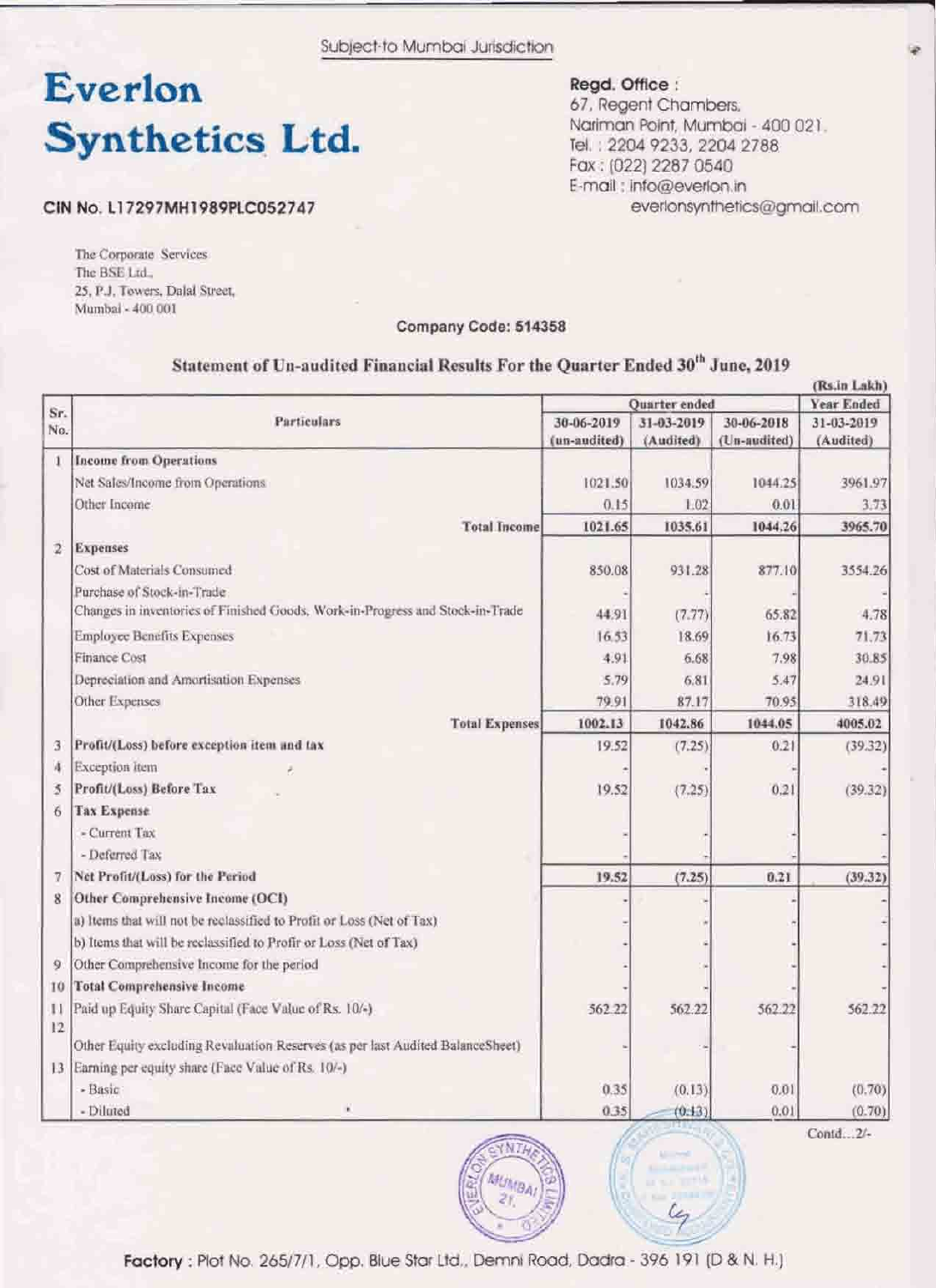Subject to Mumbai Jurisdiction

# Everlon Synthetics Ltd.

**CIN No. L17297MH1989PLC052747**

**Regd. Office :**
67, Regent Chambers,
Nariman Point, Mumbai - 400 021.
Tel. : 2204 9233, 2204 2788
Fax : (022) 2287 0540
E-mail : info@everlon.in
everlonsynthetics@gmail.com

The Corporate Services
The BSE Ltd.,
25, P.J. Towers, Dalal Street,
Mumbai - 400 001

**Company Code: 514358**

## Statement of Un-audited Financial Results For the Quarter Ended 30th June, 2019

(Rs.in Lakh)

| Sr. No. | Particulars | Quarter ended | | | Year Ended |
|---|---|---|---|---|---|
| | | 30-06-2019 (un-audited) | 31-03-2019 (Audited) | 30-06-2018 (Un-audited) | 31-03-2019 (Audited) |
| 1 | **Income from Operations** | | | | |
| | Net Sales/Income from Operations | 1021.50 | 1034.59 | 1044.25 | 3961.97 |
| | Other Income | 0.15 | 1.02 | 0.01 | 3.73 |
| | **Total Income** | **1021.65** | **1035.61** | **1044.26** | **3965.70** |
| 2 | **Expenses** | | | | |
| | Cost of Materials Consumed | 850.08 | 931.28 | 877.10 | 3554.26 |
| | Purchase of Stock-in-Trade | - | - | - | - |
| | Changes in inventories of Finished Goods, Work-in-Progress and Stock-in-Trade | 44.91 | (7.77) | 65.82 | 4.78 |
| | Employee Benefits Expenses | 16.53 | 18.69 | 16.73 | 71.73 |
| | Finance Cost | 4.91 | 6.68 | 7.98 | 30.85 |
| | Depreciation and Amortisation Expenses | 5.79 | 6.81 | 5.47 | 24.91 |
| | Other Expenses | 79.91 | 87.17 | 70.95 | 318.49 |
| | **Total Expenses** | **1002.13** | **1042.86** | **1044.05** | **4005.02** |
| 3 | **Profit/(Loss) before exception item and tax** | 19.52 | (7.25) | 0.21 | (39.32) |
| 4 | Exception item | - | - | - | - |
| 5 | **Profit/(Loss) Before Tax** | 19.52 | (7.25) | 0.21 | (39.32) |
| 6 | **Tax Expense** | | | | |
| | - Current Tax | - | - | - | - |
| | - Deferred Tax | - | - | - | - |
| 7 | **Net Profit/(Loss) for the Period** | **19.52** | **(7.25)** | **0.21** | **(39.32)** |
| 8 | **Other Comprehensive Income (OCI)** | - | - | - | - |
| | a) Items that will not be reclassified to Profit or Loss (Net of Tax) | - | - | - | - |
| | b) Items that will be reclassified to Profir or Loss (Net of Tax) | - | - | - | - |
| 9 | Other Comprehensive Income for the period | - | - | - | - |
| 10 | **Total Comprehensive Income** | - | - | - | - |
| 11 | Paid up Equity Share Capital (Face Value of Rs. 10/-) | 562.22 | 562.22 | 562.22 | 562.22 |
| 12 | Other Equity excluding Revaluation Reserves (as per last Audited BalanceSheet) | - | - | - | - |
| 13 | Earning per equity share (Face Value of Rs. 10/-) | | | | |
| | - Basic | 0.35 | (0.13) | 0.01 | (0.70) |
| | - Diluted | 0.35 | (0.13) | 0.01 | (0.70) |

Contd...2/-

**Factory** : Plot No. 265/7/1, Opp. Blue Star Ltd., Demni Road, Dadra - 396 191 (D & N. H.)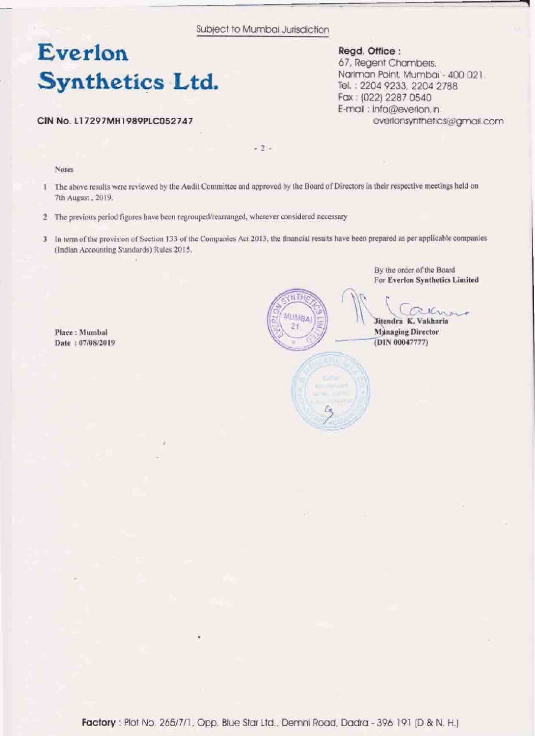Subject to Mumbai Jurisdiction

# Everlon Synthetics Ltd.

**CIN No. L17297MH1989PLC052747**

**Regd. Office :**
67, Regent Chambers,
Nariman Point, Mumbai - 400 021.
Tel. : 2204 9233, 2204 2788
Fax : (022) 2287 0540
E-mail : info@everlon.in
everlonsynthetics@gmail.com

Notes

1. The above results were reviewed by the Audit Committee and approved by the Board of Directors in their respective meetings held on 7th August, 2019.
2. The previous period figures have been regrouped/rearranged, wherever considered necessary
3. In term of the provision of Section 133 of the Companies Act 2013, the financial results have been prepared as per applicable companies (Indian Accounting Standards) Rules 2015.

By the order of the Board
For **Everlon Synthetics Limited**

**Jitendra K. Vakharia**
**Managing Director**
**(DIN 00047777)**

**Place : Mumbai**
**Date : 07/08/2019**

**Factory** : Plot No. 265/7/1, Opp. Blue Star Ltd., Demni Road, Dadra - 396 191 (D & N. H.)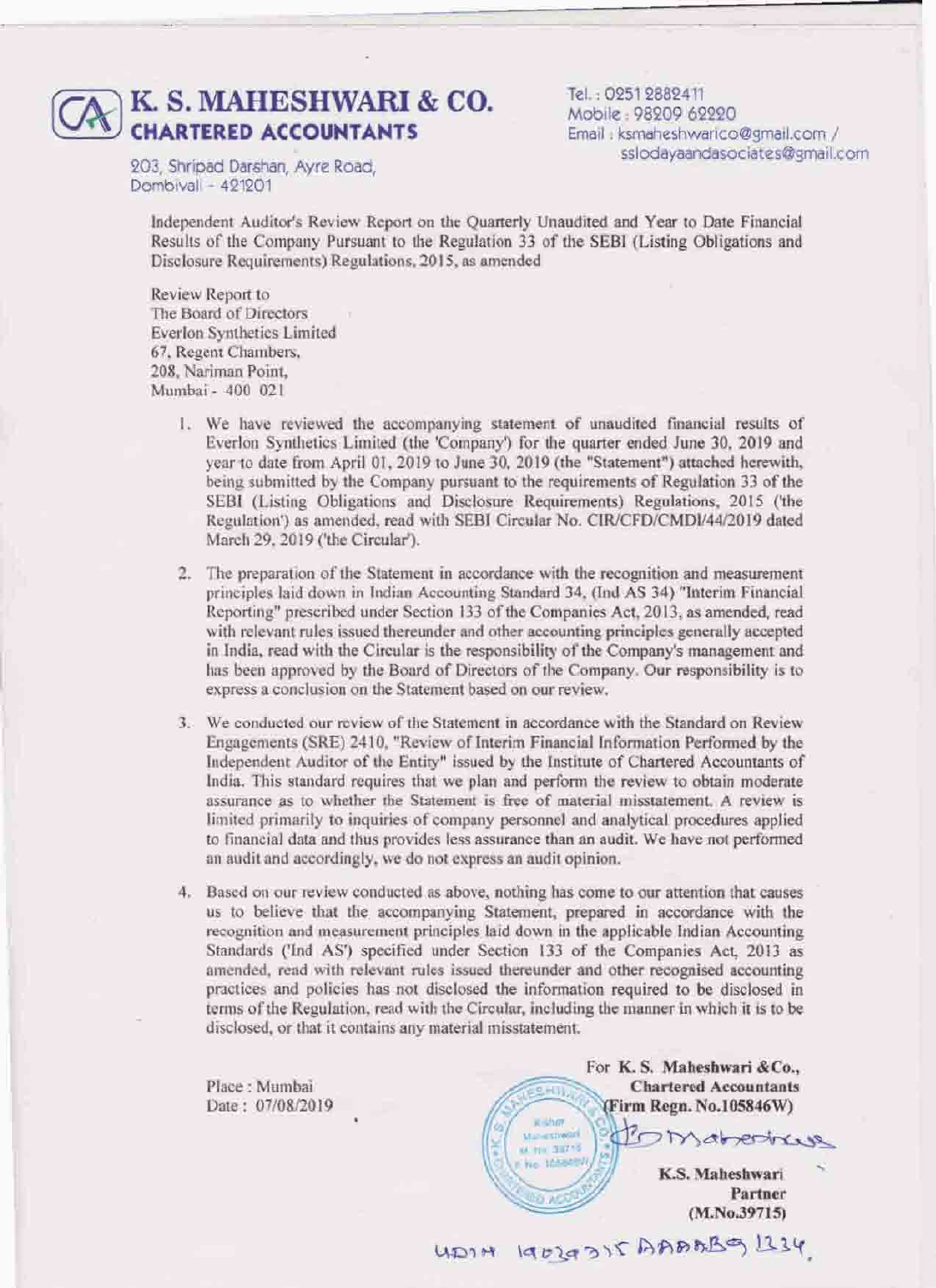# K. S. MAHESHWARI & CO.
## CHARTERED ACCOUNTANTS

203, Shripad Darshan, Ayre Road,
Dombivali - 421201

Tel.: 0251 2882411
Mobile: 98209 62920
Email: ksmaheshwarico@gmail.com / sslodayaandasociates@gmail.com

Independent Auditor's Review Report on the Quarterly Unaudited and Year to Date Financial Results of the Company Pursuant to the Regulation 33 of the SEBI (Listing Obligations and Disclosure Requirements) Regulations, 2015, as amended

Review Report to
The Board of Directors
Everlon Synthetics Limited
67, Regent Chambers,
208, Nariman Point,
Mumbai - 400 021

1. We have reviewed the accompanying statement of unaudited financial results of Everlon Synthetics Limited (the 'Company') for the quarter ended June 30, 2019 and year to date from April 01, 2019 to June 30, 2019 (the "Statement") attached herewith, being submitted by the Company pursuant to the requirements of Regulation 33 of the SEBI (Listing Obligations and Disclosure Requirements) Regulations, 2015 ('the Regulation') as amended, read with SEBI Circular No. CIR/CFD/CMD1/44/2019 dated March 29, 2019 ('the Circular').

2. The preparation of the Statement in accordance with the recognition and measurement principles laid down in Indian Accounting Standard 34, (Ind AS 34) "Interim Financial Reporting" prescribed under Section 133 of the Companies Act, 2013, as amended, read with relevant rules issued thereunder and other accounting principles generally accepted in India, read with the Circular is the responsibility of the Company's management and has been approved by the Board of Directors of the Company. Our responsibility is to express a conclusion on the Statement based on our review.

3. We conducted our review of the Statement in accordance with the Standard on Review Engagements (SRE) 2410, "Review of Interim Financial Information Performed by the Independent Auditor of the Entity" issued by the Institute of Chartered Accountants of India. This standard requires that we plan and perform the review to obtain moderate assurance as to whether the Statement is free of material misstatement. A review is limited primarily to inquiries of company personnel and analytical procedures applied to financial data and thus provides less assurance than an audit. We have not performed an audit and accordingly, we do not express an audit opinion.

4. Based on our review conducted as above, nothing has come to our attention that causes us to believe that the accompanying Statement, prepared in accordance with the recognition and measurement principles laid down in the applicable Indian Accounting Standards ('Ind AS') specified under Section 133 of the Companies Act, 2013 as amended, read with relevant rules issued thereunder and other recognised accounting practices and policies has not disclosed the information required to be disclosed in terms of the Regulation, read with the Circular, including the manner in which it is to be disclosed, or that it contains any material misstatement.

Place : Mumbai
Date : 07/08/2019

For **K. S. Maheshwari &Co.,**
**Chartered Accountants**
**(Firm Regn. No.105846W)**

**K.S. Maheshwari**
**Partner**
**(M.No.39715)**

UDIN 19039715AAAABQ1334